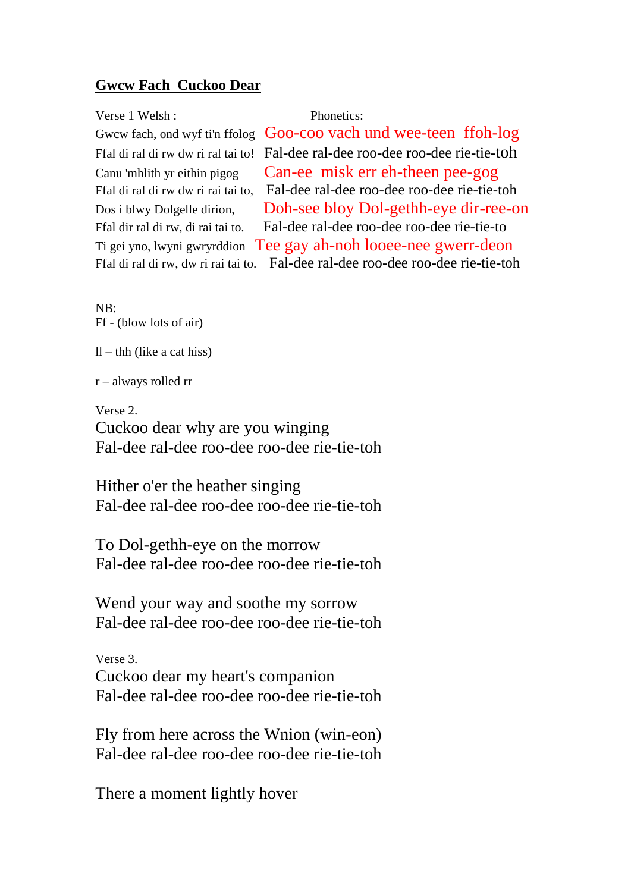**Gwcw Fach  Cuckoo Dear**

| Verse 1 Welsh : | Phonetics: |
|---|---|
| Gwcw fach, ond wyf ti'n ffolog | Goo-coo vach und wee-teen  ffoh-log |
| Ffal di ral di rw dw ri ral tai to! | Fal-dee ral-dee roo-dee roo-dee rie-tie-toh |
| Canu 'mhlith yr eithin pigog | Can-ee  misk err eh-theen pee-gog |
| Ffal di ral di rw dw ri rai tai to, | Fal-dee ral-dee roo-dee roo-dee rie-tie-toh |
| Dos i blwy Dolgelle dirion, | Doh-see bloy Dol-gethh-eye dir-ree-on |
| Ffal dir ral di rw, di rai tai to. | Fal-dee ral-dee roo-dee roo-dee rie-tie-to |
| Ti gei yno, lwyni gwryrddion | Tee gay ah-noh looee-nee gwerr-deon |
| Ffal di ral di rw, dw ri rai tai to. | Fal-dee ral-dee roo-dee roo-dee rie-tie-toh |

NB:
Ff - (blow lots of air)

ll – thh (like a cat hiss)

r – always rolled rr

Verse 2.
Cuckoo dear why are you winging
Fal-dee ral-dee roo-dee roo-dee rie-tie-toh

Hither o'er the heather singing
Fal-dee ral-dee roo-dee roo-dee rie-tie-toh

To Dol-gethh-eye on the morrow
Fal-dee ral-dee roo-dee roo-dee rie-tie-toh

Wend your way and soothe my sorrow
Fal-dee ral-dee roo-dee roo-dee rie-tie-toh

Verse 3.
Cuckoo dear my heart's companion
Fal-dee ral-dee roo-dee roo-dee rie-tie-toh

Fly from here across the Wnion (win-eon)
Fal-dee ral-dee roo-dee roo-dee rie-tie-toh

There a moment lightly hover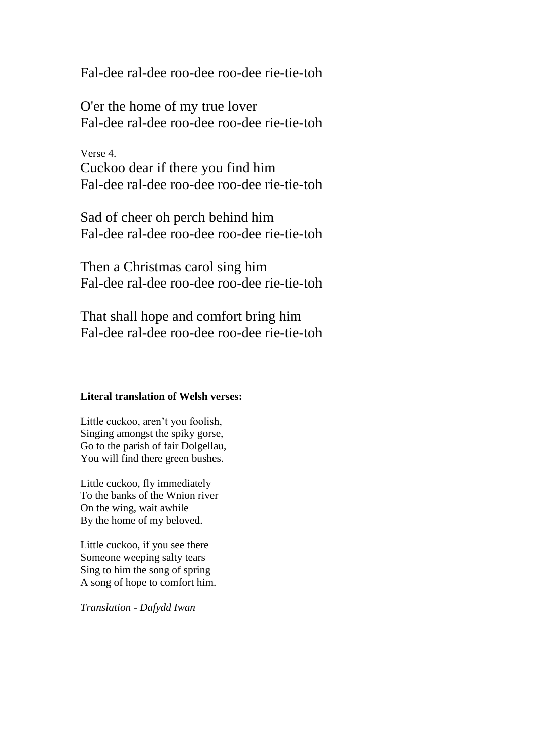Fal-dee ral-dee roo-dee roo-dee rie-tie-toh

O'er the home of my true lover
Fal-dee ral-dee roo-dee roo-dee rie-tie-toh

Verse 4.
Cuckoo dear if there you find him
Fal-dee ral-dee roo-dee roo-dee rie-tie-toh

Sad of cheer oh perch behind him
Fal-dee ral-dee roo-dee roo-dee rie-tie-toh

Then a Christmas carol sing him
Fal-dee ral-dee roo-dee roo-dee rie-tie-toh

That shall hope and comfort bring him
Fal-dee ral-dee roo-dee roo-dee rie-tie-toh

**Literal translation of Welsh verses:**

Little cuckoo, aren't you foolish,
Singing amongst the spiky gorse,
Go to the parish of fair Dolgellau,
You will find there green bushes.

Little cuckoo, fly immediately
To the banks of the Wnion river
On the wing, wait awhile
By the home of my beloved.

Little cuckoo, if you see there
Someone weeping salty tears
Sing to him the song of spring
A song of hope to comfort him.

*Translation - Dafydd Iwan*